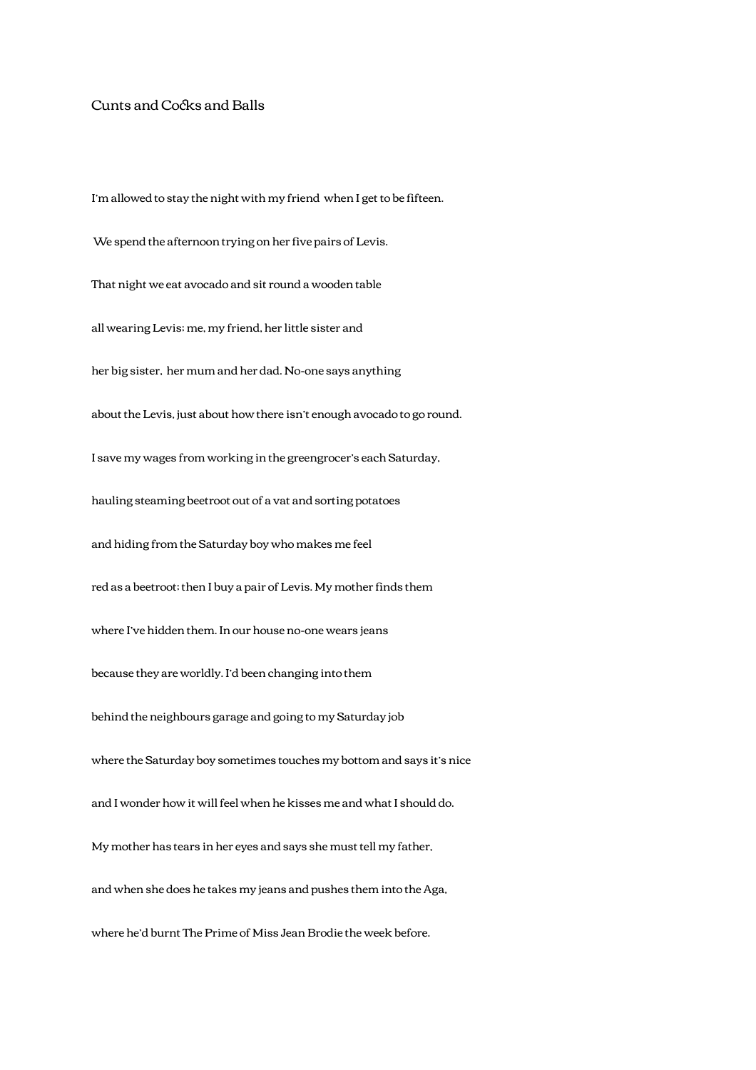# Cunts and Cocks and Balls

I'm allowed to stay the night with my friend when I get to be fifteen.

We spend the afternoon trying on her five pairs of Levis.

That night we eat avocado and sit round a wooden table

all wearing Levis: me, my friend, her little sister and

her big sister, her mum and her dad. No-one says anything

about the Levis, just about how there isn't enough avocado to go round.

I save my wages from working in the greengrocer's each Saturday,

hauling steaming beetroot out of a vat and sorting potatoes

and hiding from the Saturday boy who makes me feel

red as a beetroot: then I buy a pair of Levis. My mother finds them

where I've hidden them. In our house no-one wears jeans

because they are worldly. I'd been changing into them

behind the neighbours garage and going to my Saturday job

where the Saturday boy sometimes touches my bottom and says it's nice

and I wonder how it will feel when he kisses me and what I should do.

My mother has tears in her eyes and says she must tell my father,

and when she does he takes my jeans and pushes them into the Aga,

where he'd burnt The Prime of Miss Jean Brodie the week before.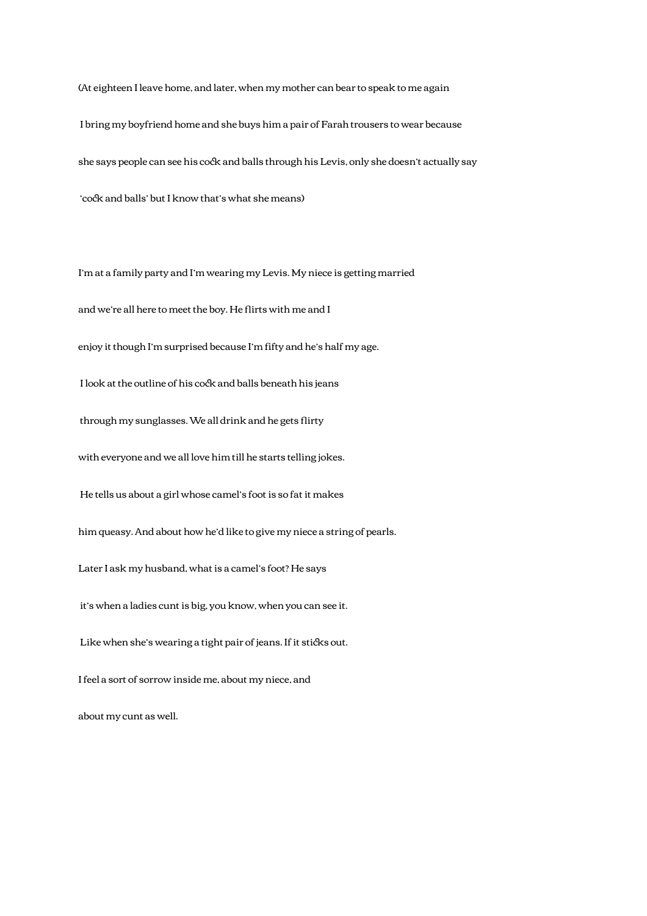(At eighteen I leave home, and later, when my mother can bear to speak to me again

I bring my boyfriend home and she buys him a pair of Farah trousers to wear because

she says people can see his cock and balls through his Levis, only she doesn't actually say

'cock and balls' but I know that's what she means)

I'm at a family party and I'm wearing my Levis. My niece is getting married

and we're all here to meet the boy. He flirts with me and I

enjoy it though I'm surprised because I'm fifty and he's half my age.

I look at the outline of his cock and balls beneath his jeans

through my sunglasses. We all drink and he gets flirty

with everyone and we all love him till he starts telling jokes.

He tells us about a girl whose camel's foot is so fat it makes

him queasy. And about how he'd like to give my niece a string of pearls.

Later I ask my husband, what is a camel's foot? He says

it's when a ladies cunt is big, you know, when you can see it.

Like when she's wearing a tight pair of jeans. If it sticks out.

I feel a sort of sorrow inside me, about my niece, and

about my cunt as well.